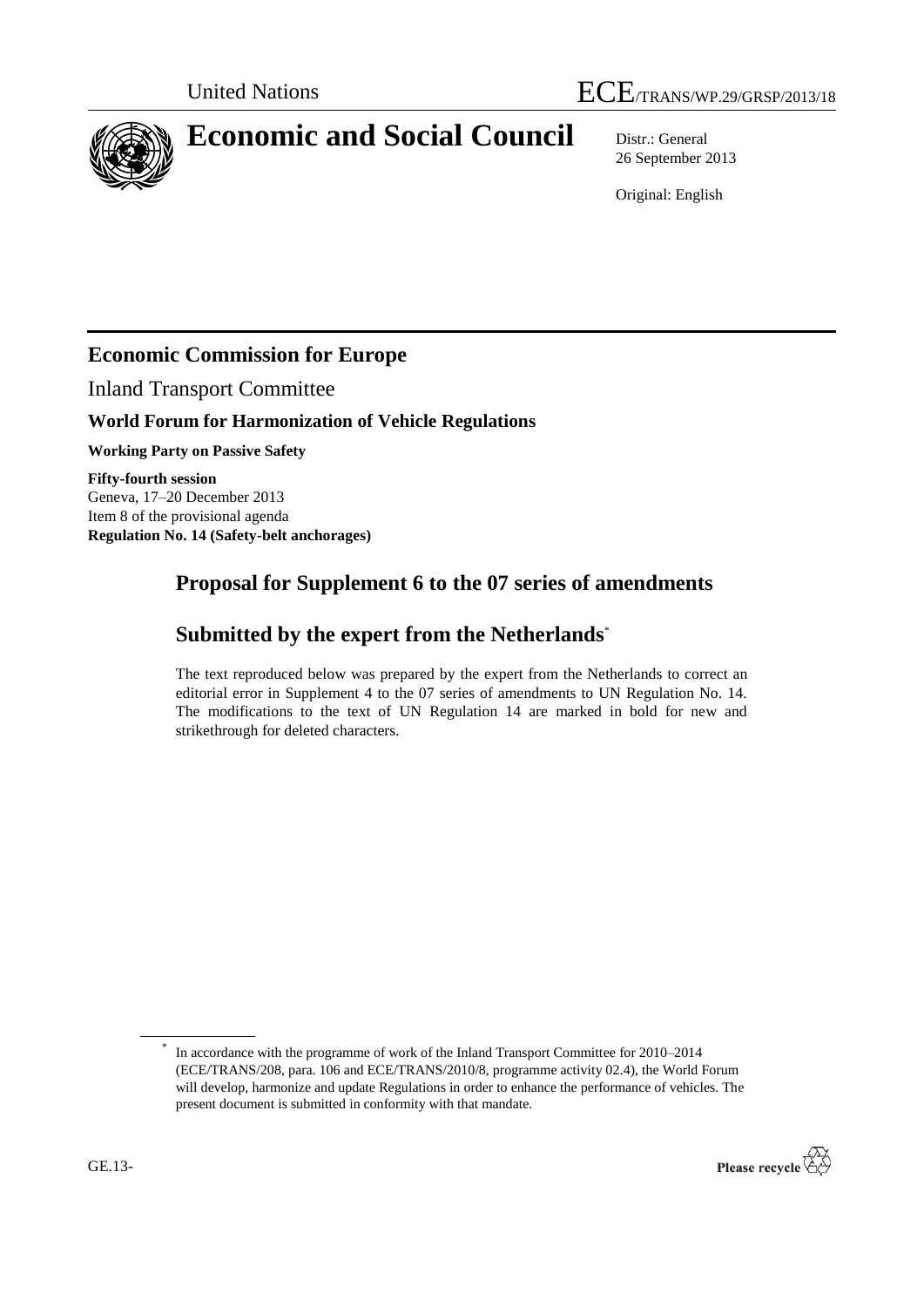United Nations

# ECE/TRANS/WP.29/GRSP/2013/18

# Economic and Social Council

Distr.: General
26 September 2013

Original: English

## Economic Commission for Europe

Inland Transport Committee

### World Forum for Harmonization of Vehicle Regulations

**Working Party on Passive Safety**

**Fifty-fourth session**
Geneva, 17–20 December 2013
Item 8 of the provisional agenda
**Regulation No. 14 (Safety-belt anchorages)**

## Proposal for Supplement 6 to the 07 series of amendments

## Submitted by the expert from the Netherlands*

The text reproduced below was prepared by the expert from the Netherlands to correct an editorial error in Supplement 4 to the 07 series of amendments to UN Regulation No. 14. The modifications to the text of UN Regulation 14 are marked in bold for new and strikethrough for deleted characters.

---

* In accordance with the programme of work of the Inland Transport Committee for 2010–2014 (ECE/TRANS/208, para. 106 and ECE/TRANS/2010/8, programme activity 02.4), the World Forum will develop, harmonize and update Regulations in order to enhance the performance of vehicles. The present document is submitted in conformity with that mandate.

GE.13-

Please recycle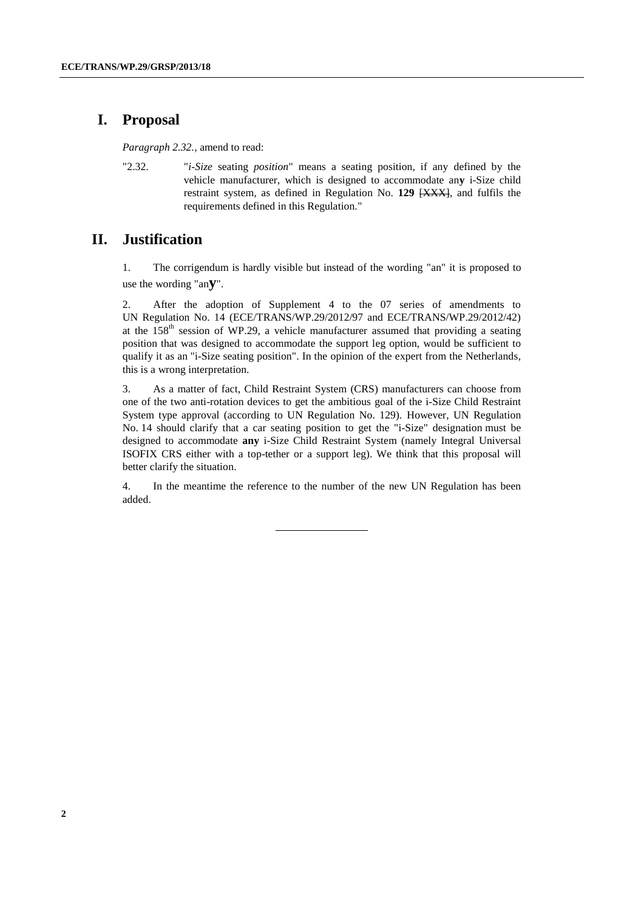# I. Proposal

*Paragraph 2.32.*, amend to read:

"2.32. "*i-Size* seating *position*" means a seating position, if any defined by the vehicle manufacturer, which is designed to accommodate an**y** i-Size child restraint system, as defined in Regulation No. **129** ~~[XXX]~~, and fulfils the requirements defined in this Regulation."

# II. Justification

1. The corrigendum is hardly visible but instead of the wording "an" it is proposed to use the wording "an**y**".

2. After the adoption of Supplement 4 to the 07 series of amendments to UN Regulation No. 14 (ECE/TRANS/WP.29/2012/97 and ECE/TRANS/WP.29/2012/42) at the 158th session of WP.29, a vehicle manufacturer assumed that providing a seating position that was designed to accommodate the support leg option, would be sufficient to qualify it as an "i-Size seating position". In the opinion of the expert from the Netherlands, this is a wrong interpretation.

3. As a matter of fact, Child Restraint System (CRS) manufacturers can choose from one of the two anti-rotation devices to get the ambitious goal of the i-Size Child Restraint System type approval (according to UN Regulation No. 129). However, UN Regulation No. 14 should clarify that a car seating position to get the "i-Size" designation must be designed to accommodate **any** i-Size Child Restraint System (namely Integral Universal ISOFIX CRS either with a top-tether or a support leg). We think that this proposal will better clarify the situation.

4. In the meantime the reference to the number of the new UN Regulation has been added.